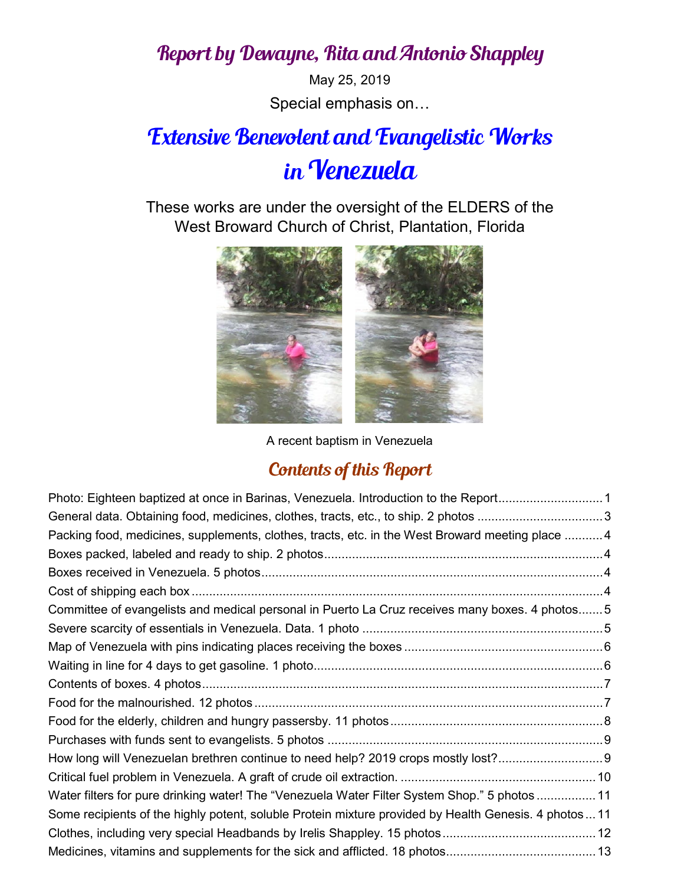# Report by Dewayne, Rita and Antonio Shappley

May 25, 2019

Special emphasis on…

# Extensive Benevolent and Evangelistic Works in Venezuela

These works are under the oversight of the ELDERS of the West Broward Church of Christ, Plantation, Florida

A recent baptism in Venezuela

## Contents of this Report

Photo: Eighteen baptized at once in Barinas, Venezuela. Introduction to the Report .......... 1
General data. Obtaining food, medicines, clothes, tracts, etc., to ship. 2 photos .......... 3
Packing food, medicines, supplements, clothes, tracts, etc. in the West Broward meeting place .......... 4
Boxes packed, labeled and ready to ship. 2 photos .......... 4
Boxes received in Venezuela. 5 photos .......... 4
Cost of shipping each box .......... 4
Committee of evangelists and medical personal in Puerto La Cruz receives many boxes. 4 photos .......... 5
Severe scarcity of essentials in Venezuela. Data. 1 photo .......... 5
Map of Venezuela with pins indicating places receiving the boxes .......... 6
Waiting in line for 4 days to get gasoline. 1 photo .......... 6
Contents of boxes. 4 photos .......... 7
Food for the malnourished. 12 photos .......... 7
Food for the elderly, children and hungry passersby. 11 photos .......... 8
Purchases with funds sent to evangelists. 5 photos .......... 9
How long will Venezuelan brethren continue to need help? 2019 crops mostly lost? .......... 9
Critical fuel problem in Venezuela. A graft of crude oil extraction. .......... 10
Water filters for pure drinking water! The "Venezuela Water Filter System Shop." 5 photos .......... 11
Some recipients of the highly potent, soluble Protein mixture provided by Health Genesis. 4 photos .......... 11
Clothes, including very special Headbands by Irelis Shappley. 15 photos .......... 12
Medicines, vitamins and supplements for the sick and afflicted. 18 photos .......... 13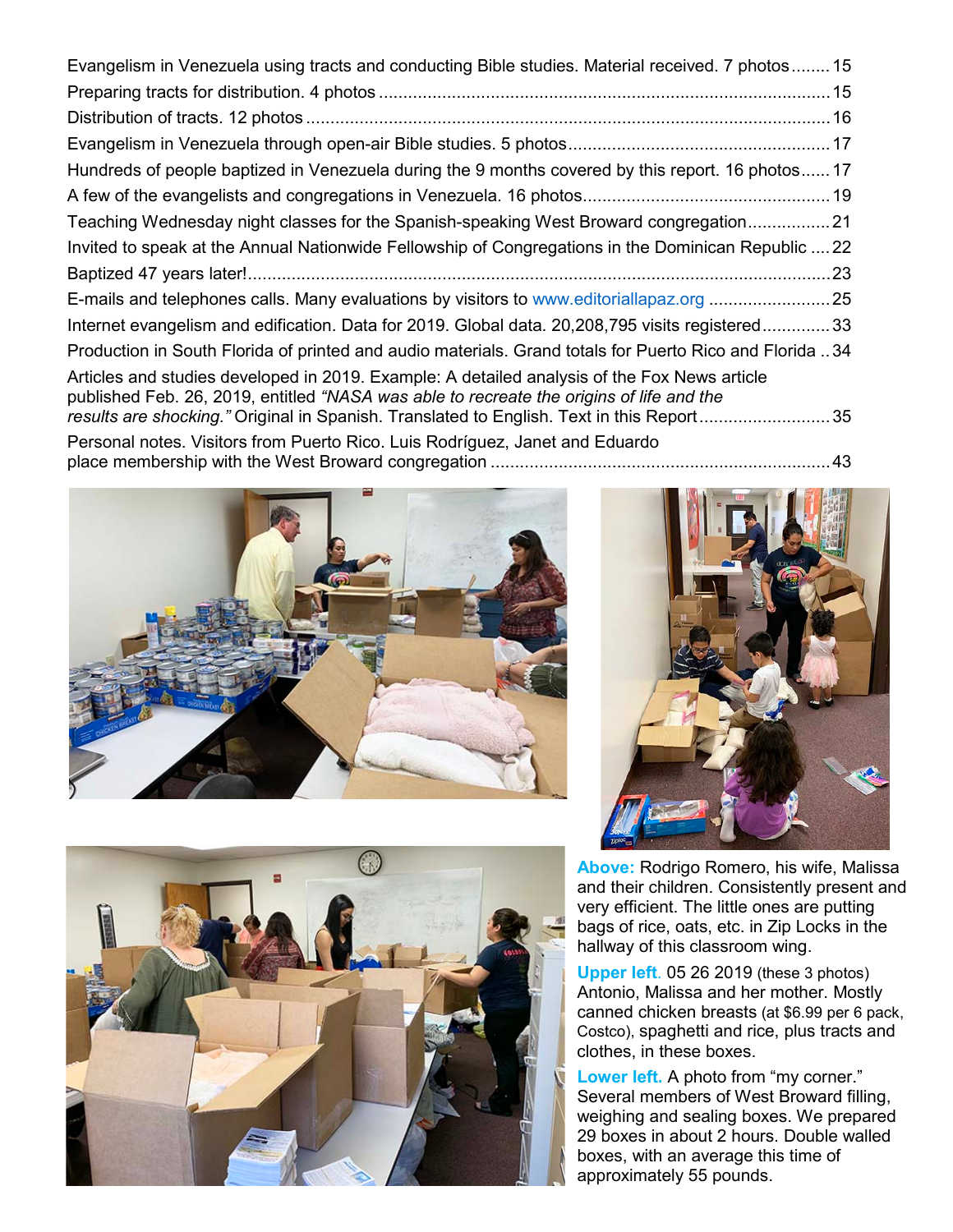Evangelism in Venezuela using tracts and conducting Bible studies. Material received. 7 photos........15
Preparing tracts for distribution. 4 photos ........15
Distribution of tracts. 12 photos ........16
Evangelism in Venezuela through open-air Bible studies. 5 photos........17
Hundreds of people baptized in Venezuela during the 9 months covered by this report. 16 photos......17
A few of the evangelists and congregations in Venezuela. 16 photos........19
Teaching Wednesday night classes for the Spanish-speaking West Broward congregation........21
Invited to speak at the Annual Nationwide Fellowship of Congregations in the Dominican Republic ....22
Baptized 47 years later!........23
E-mails and telephones calls. Many evaluations by visitors to www.editoriallapaz.org ........25
Internet evangelism and edification. Data for 2019. Global data. 20,208,795 visits registered........33
Production in South Florida of printed and audio materials. Grand totals for Puerto Rico and Florida ..34
Articles and studies developed in 2019. Example: A detailed analysis of the Fox News article published Feb. 26, 2019, entitled *"NASA was able to recreate the origins of life and the results are shocking."* Original in Spanish. Translated to English. Text in this Report........35
Personal notes. Visitors from Puerto Rico. Luis Rodríguez, Janet and Eduardo place membership with the West Broward congregation ........43

**Above:** Rodrigo Romero, his wife, Malissa and their children. Consistently present and very efficient. The little ones are putting bags of rice, oats, etc. in Zip Locks in the hallway of this classroom wing.

**Upper left.** 05 26 2019 (these 3 photos) Antonio, Malissa and her mother. Mostly canned chicken breasts (at $6.99 per 6 pack, Costco), spaghetti and rice, plus tracts and clothes, in these boxes.

**Lower left.** A photo from "my corner." Several members of West Broward filling, weighing and sealing boxes. We prepared 29 boxes in about 2 hours. Double walled boxes, with an average this time of approximately 55 pounds.